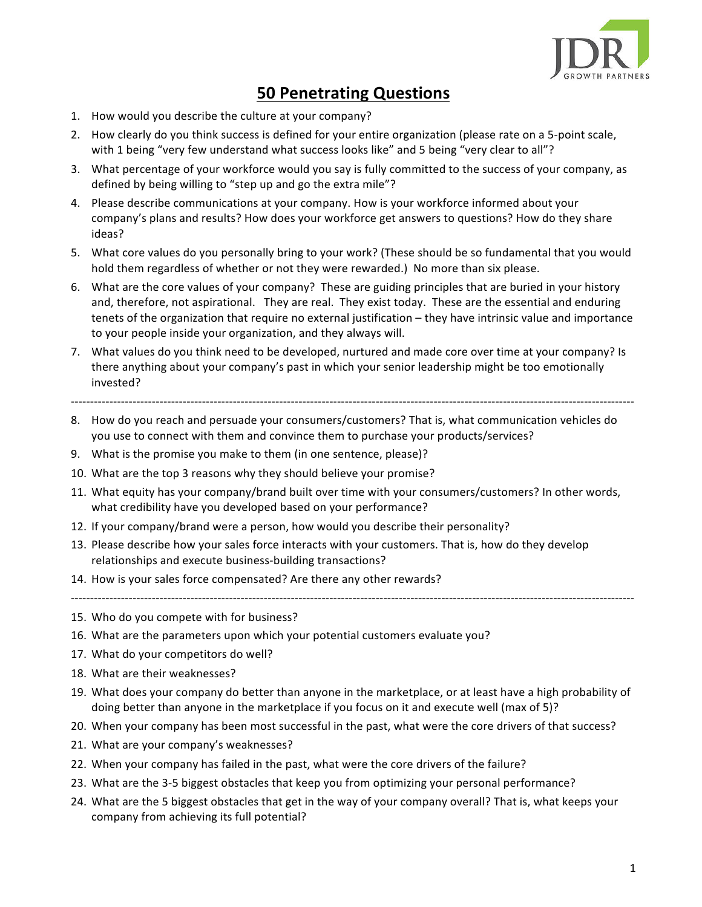# 50 Penetrating Questions

1. How would you describe the culture at your company?
2. How clearly do you think success is defined for your entire organization (please rate on a 5-point scale, with 1 being "very few understand what success looks like" and 5 being "very clear to all"?
3. What percentage of your workforce would you say is fully committed to the success of your company, as defined by being willing to "step up and go the extra mile"?
4. Please describe communications at your company. How is your workforce informed about your company's plans and results? How does your workforce get answers to questions? How do they share ideas?
5. What core values do you personally bring to your work? (These should be so fundamental that you would hold them regardless of whether or not they were rewarded.) No more than six please.
6. What are the core values of your company? These are guiding principles that are buried in your history and, therefore, not aspirational. They are real. They exist today. These are the essential and enduring tenets of the organization that require no external justification – they have intrinsic value and importance to your people inside your organization, and they always will.
7. What values do you think need to be developed, nurtured and made core over time at your company? Is there anything about your company's past in which your senior leadership might be too emotionally invested?

---

8. How do you reach and persuade your consumers/customers? That is, what communication vehicles do you use to connect with them and convince them to purchase your products/services?
9. What is the promise you make to them (in one sentence, please)?
10. What are the top 3 reasons why they should believe your promise?
11. What equity has your company/brand built over time with your consumers/customers? In other words, what credibility have you developed based on your performance?
12. If your company/brand were a person, how would you describe their personality?
13. Please describe how your sales force interacts with your customers. That is, how do they develop relationships and execute business-building transactions?
14. How is your sales force compensated? Are there any other rewards?

---

15. Who do you compete with for business?
16. What are the parameters upon which your potential customers evaluate you?
17. What do your competitors do well?
18. What are their weaknesses?
19. What does your company do better than anyone in the marketplace, or at least have a high probability of doing better than anyone in the marketplace if you focus on it and execute well (max of 5)?
20. When your company has been most successful in the past, what were the core drivers of that success?
21. What are your company's weaknesses?
22. When your company has failed in the past, what were the core drivers of the failure?
23. What are the 3-5 biggest obstacles that keep you from optimizing your personal performance?
24. What are the 5 biggest obstacles that get in the way of your company overall? That is, what keeps your company from achieving its full potential?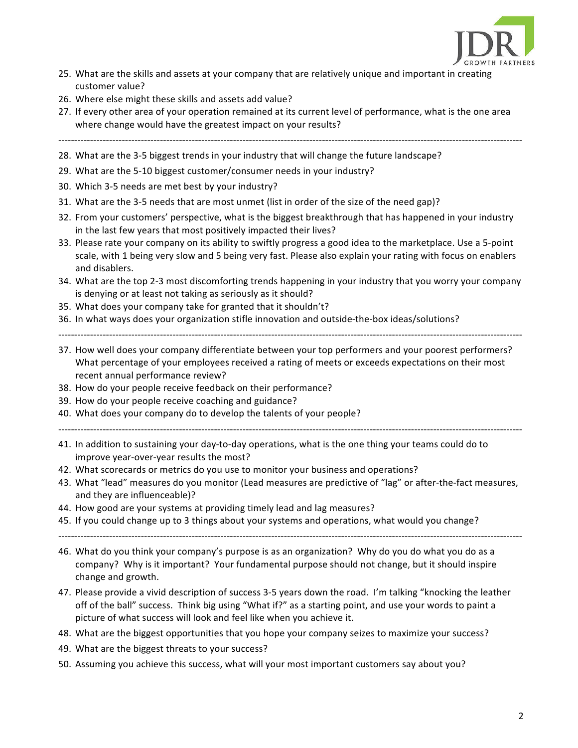25. What are the skills and assets at your company that are relatively unique and important in creating customer value?
26. Where else might these skills and assets add value?
27. If every other area of your operation remained at its current level of performance, what is the one area where change would have the greatest impact on your results?

---

28. What are the 3-5 biggest trends in your industry that will change the future landscape?
29. What are the 5-10 biggest customer/consumer needs in your industry?
30. Which 3-5 needs are met best by your industry?
31. What are the 3-5 needs that are most unmet (list in order of the size of the need gap)?
32. From your customers' perspective, what is the biggest breakthrough that has happened in your industry in the last few years that most positively impacted their lives?
33. Please rate your company on its ability to swiftly progress a good idea to the marketplace. Use a 5-point scale, with 1 being very slow and 5 being very fast. Please also explain your rating with focus on enablers and disablers.
34. What are the top 2-3 most discomforting trends happening in your industry that you worry your company is denying or at least not taking as seriously as it should?
35. What does your company take for granted that it shouldn't?
36. In what ways does your organization stifle innovation and outside-the-box ideas/solutions?

---

37. How well does your company differentiate between your top performers and your poorest performers? What percentage of your employees received a rating of meets or exceeds expectations on their most recent annual performance review?
38. How do your people receive feedback on their performance?
39. How do your people receive coaching and guidance?
40. What does your company do to develop the talents of your people?

---

41. In addition to sustaining your day-to-day operations, what is the one thing your teams could do to improve year-over-year results the most?
42. What scorecards or metrics do you use to monitor your business and operations?
43. What "lead" measures do you monitor (Lead measures are predictive of "lag" or after-the-fact measures, and they are influenceable)?
44. How good are your systems at providing timely lead and lag measures?
45. If you could change up to 3 things about your systems and operations, what would you change?

---

46. What do you think your company's purpose is as an organization? Why do you do what you do as a company? Why is it important? Your fundamental purpose should not change, but it should inspire change and growth.
47. Please provide a vivid description of success 3-5 years down the road. I'm talking "knocking the leather off of the ball" success. Think big using "What if?" as a starting point, and use your words to paint a picture of what success will look and feel like when you achieve it.
48. What are the biggest opportunities that you hope your company seizes to maximize your success?
49. What are the biggest threats to your success?
50. Assuming you achieve this success, what will your most important customers say about you?